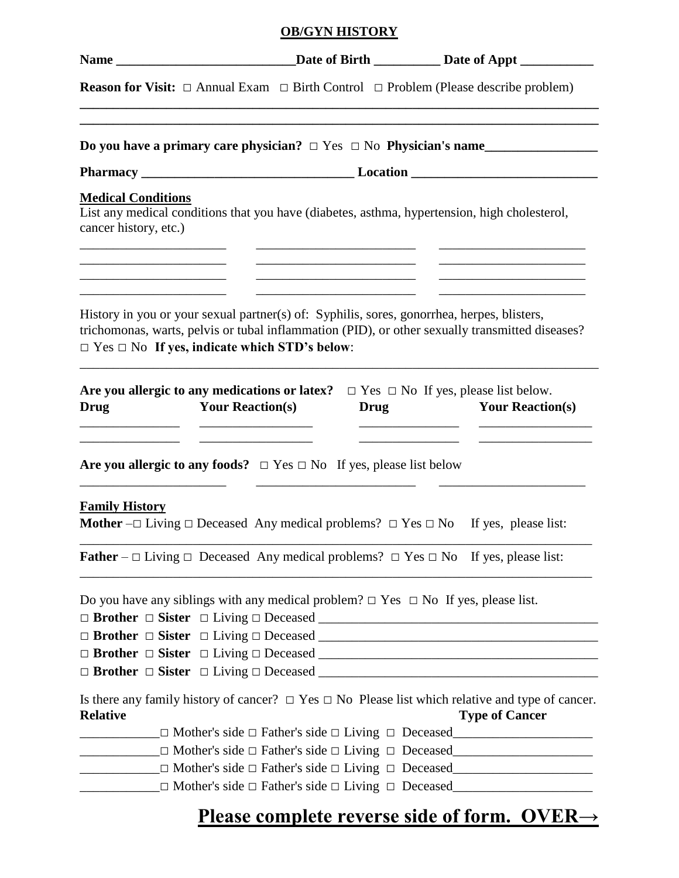# OB/GYN HISTORY

**Name** ___________________________**Date of Birth** __________ **Date of Appt** ___________

**Reason for Visit:** □ Annual Exam □ Birth Control □ Problem (Please describe problem)

_________________________________________________________________________________

_________________________________________________________________________________

**Do you have a primary care physician?** □ Yes □ No **Physician's name**_________________

**Pharmacy** _________________________________ **Location** _____________________________

**Medical Conditions**

List any medical conditions that you have (diabetes, asthma, hypertension, high cholesterol, cancer history, etc.)

______________________ ________________________ ______________________

______________________ ________________________ ______________________

______________________ ________________________ ______________________

______________________ ________________________ ______________________

History in you or your sexual partner(s) of: Syphilis, sores, gonorrhea, herpes, blisters, trichomonas, warts, pelvis or tubal inflammation (PID), or other sexually transmitted diseases? □ Yes □ No **If yes, indicate which STD's below**:

_________________________________________________________________________________

**Are you allergic to any medications or latex?** □ Yes □ No If yes, please list below.

| Drug | Your Reaction(s) | Drug | Your Reaction(s) |
|---|---|---|---|
| _______________ | _________________ | _______________ | _________________ |
| _______________ | _________________ | _______________ | _________________ |

**Are you allergic to any foods?** □ Yes □ No If yes, please list below

______________________ ________________________ ______________________

**Family History**

**Mother** –□ Living □ Deceased Any medical problems? □ Yes □ No If yes, please list:

_________________________________________________________________________________

**Father** – □ Living □ Deceased Any medical problems? □ Yes □ No If yes, please list:

_________________________________________________________________________________

Do you have any siblings with any medical problem? □ Yes □ No If yes, please list.

□ **Brother** □ **Sister** □ Living □ Deceased ___________________________________________

□ **Brother** □ **Sister** □ Living □ Deceased ___________________________________________

□ **Brother** □ **Sister** □ Living □ Deceased ___________________________________________

□ **Brother** □ **Sister** □ Living □ Deceased ___________________________________________

Is there any family history of cancer? □ Yes □ No Please list which relative and type of cancer.

| Relative | | Type of Cancer |
|---|---|---|
| ____________ | □ Mother's side □ Father's side □ Living □ Deceased | ____________________ |
| ____________ | □ Mother's side □ Father's side □ Living □ Deceased | ____________________ |
| ____________ | □ Mother's side □ Father's side □ Living □ Deceased | ____________________ |
| ____________ | □ Mother's side □ Father's side □ Living □ Deceased | ____________________ |

**Please complete reverse side of form. OVER→**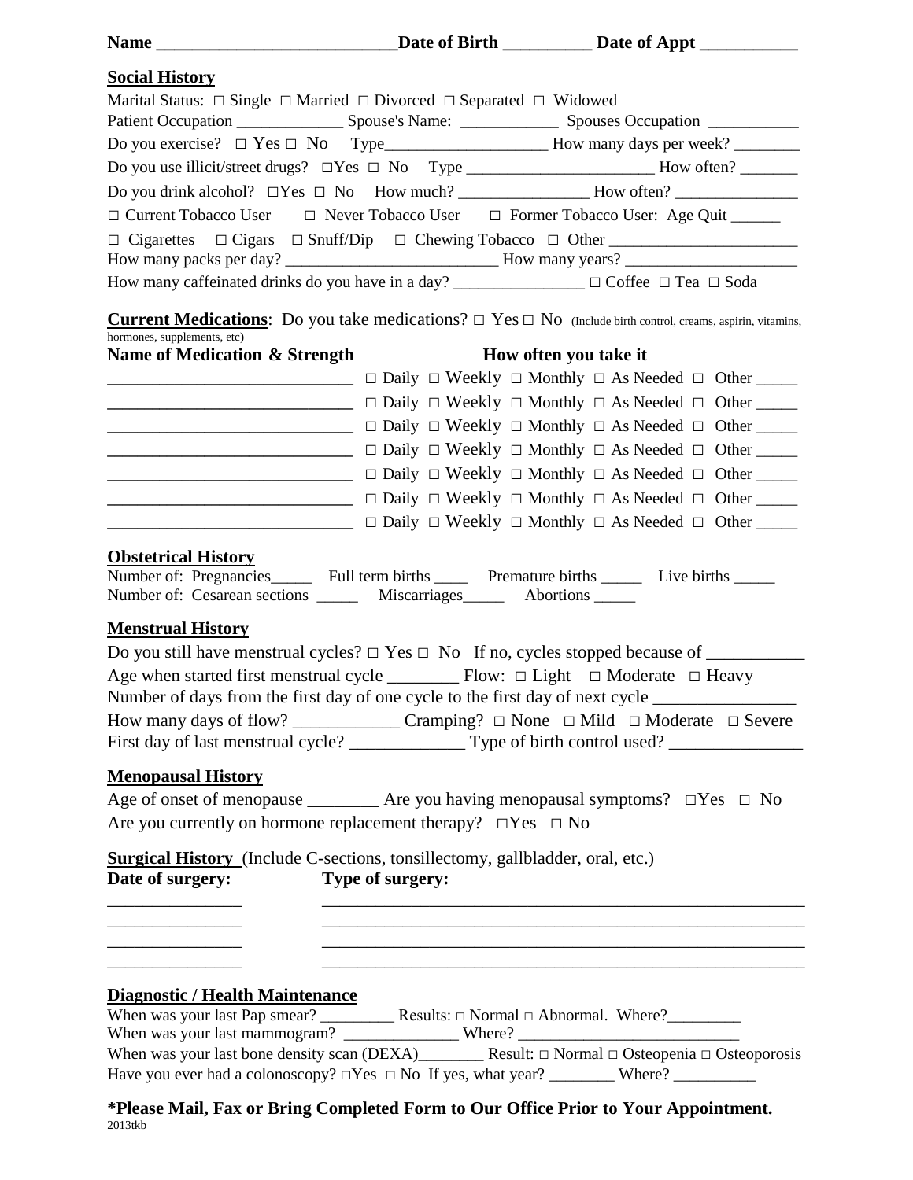**Name \_\_\_\_\_\_\_\_\_\_\_\_\_\_\_\_\_\_\_\_\_\_\_\_\_\_\_Date of Birth \_\_\_\_\_\_\_\_\_\_ Date of Appt \_\_\_\_\_\_\_\_\_\_\_**

## Social History

Marital Status: □ Single □ Married □ Divorced □ Separated □ Widowed

Patient Occupation \_\_\_\_\_\_\_\_\_\_\_\_\_ Spouse's Name: \_\_\_\_\_\_\_\_\_\_\_\_ Spouses Occupation \_\_\_\_\_\_\_\_\_\_\_

Do you exercise? □ Yes □ No Type\_\_\_\_\_\_\_\_\_\_\_\_\_\_\_\_\_\_\_\_ How many days per week? \_\_\_\_\_\_\_\_

Do you use illicit/street drugs? □Yes □ No Type \_\_\_\_\_\_\_\_\_\_\_\_\_\_\_\_\_\_\_\_\_\_\_ How often? \_\_\_\_\_\_\_

Do you drink alcohol? □Yes □ No How much? \_\_\_\_\_\_\_\_\_\_\_\_\_\_\_\_ How often? \_\_\_\_\_\_\_\_\_\_\_\_\_\_\_

□ Current Tobacco User □ Never Tobacco User □ Former Tobacco User: Age Quit \_\_\_\_\_\_

□ Cigarettes □ Cigars □ Snuff/Dip □ Chewing Tobacco □ Other \_\_\_\_\_\_\_\_\_\_\_\_\_\_\_\_\_\_\_\_\_\_\_
How many packs per day? \_\_\_\_\_\_\_\_\_\_\_\_\_\_\_\_\_\_\_\_\_\_\_\_\_\_ How many years? \_\_\_\_\_\_\_\_\_\_\_\_\_\_\_\_\_\_\_\_\_

How many caffeinated drinks do you have in a day? \_\_\_\_\_\_\_\_\_\_\_\_\_\_\_\_ □ Coffee □ Tea □ Soda

**Current Medications**: Do you take medications? □ Yes □ No (Include birth control, creams, aspirin, vitamins, hormones, supplements, etc)

| Name of Medication & Strength | How often you take it |
|---|---|
| \_\_\_\_\_\_\_\_\_\_\_\_\_\_\_\_\_\_\_\_\_\_\_\_\_\_\_\_\_ | □ Daily □ Weekly □ Monthly □ As Needed □ Other \_\_\_\_\_ |
| \_\_\_\_\_\_\_\_\_\_\_\_\_\_\_\_\_\_\_\_\_\_\_\_\_\_\_\_\_ | □ Daily □ Weekly □ Monthly □ As Needed □ Other \_\_\_\_\_ |
| \_\_\_\_\_\_\_\_\_\_\_\_\_\_\_\_\_\_\_\_\_\_\_\_\_\_\_\_\_ | □ Daily □ Weekly □ Monthly □ As Needed □ Other \_\_\_\_\_ |
| \_\_\_\_\_\_\_\_\_\_\_\_\_\_\_\_\_\_\_\_\_\_\_\_\_\_\_\_\_ | □ Daily □ Weekly □ Monthly □ As Needed □ Other \_\_\_\_\_ |
| \_\_\_\_\_\_\_\_\_\_\_\_\_\_\_\_\_\_\_\_\_\_\_\_\_\_\_\_\_ | □ Daily □ Weekly □ Monthly □ As Needed □ Other \_\_\_\_\_ |
| \_\_\_\_\_\_\_\_\_\_\_\_\_\_\_\_\_\_\_\_\_\_\_\_\_\_\_\_\_ | □ Daily □ Weekly □ Monthly □ As Needed □ Other \_\_\_\_\_ |
| \_\_\_\_\_\_\_\_\_\_\_\_\_\_\_\_\_\_\_\_\_\_\_\_\_\_\_\_\_ | □ Daily □ Weekly □ Monthly □ As Needed □ Other \_\_\_\_\_ |

## Obstetrical History

Number of: Pregnancies\_\_\_\_\_ Full term births \_\_\_\_ Premature births \_\_\_\_\_ Live births \_\_\_\_\_
Number of: Cesarean sections \_\_\_\_\_ Miscarriages\_\_\_\_\_ Abortions \_\_\_\_\_

## Menstrual History

Do you still have menstrual cycles? □ Yes □ No If no, cycles stopped because of \_\_\_\_\_\_\_\_\_\_\_

Age when started first menstrual cycle \_\_\_\_\_\_\_\_ Flow: □ Light □ Moderate □ Heavy

Number of days from the first day of one cycle to the first day of next cycle \_\_\_\_\_\_\_\_\_\_\_\_\_\_\_\_

How many days of flow? \_\_\_\_\_\_\_\_\_\_\_\_ Cramping? □ None □ Mild □ Moderate □ Severe

First day of last menstrual cycle? \_\_\_\_\_\_\_\_\_\_\_\_\_ Type of birth control used? \_\_\_\_\_\_\_\_\_\_\_\_\_\_\_

## Menopausal History

Age of onset of menopause \_\_\_\_\_\_\_\_ Are you having menopausal symptoms? □Yes □ No

Are you currently on hormone replacement therapy? □Yes □ No

**Surgical History** (Include C-sections, tonsillectomy, gallbladder, oral, etc.)

| Date of surgery: | Type of surgery: |
|---|---|
| \_\_\_\_\_\_\_\_\_\_\_\_\_\_\_ | \_\_\_\_\_\_\_\_\_\_\_\_\_\_\_\_\_\_\_\_\_\_\_\_\_\_\_\_\_\_\_\_\_\_\_\_\_\_\_\_\_\_\_\_\_\_\_\_\_\_\_\_\_\_\_ |
| \_\_\_\_\_\_\_\_\_\_\_\_\_\_\_ | \_\_\_\_\_\_\_\_\_\_\_\_\_\_\_\_\_\_\_\_\_\_\_\_\_\_\_\_\_\_\_\_\_\_\_\_\_\_\_\_\_\_\_\_\_\_\_\_\_\_\_\_\_\_\_ |
| \_\_\_\_\_\_\_\_\_\_\_\_\_\_\_ | \_\_\_\_\_\_\_\_\_\_\_\_\_\_\_\_\_\_\_\_\_\_\_\_\_\_\_\_\_\_\_\_\_\_\_\_\_\_\_\_\_\_\_\_\_\_\_\_\_\_\_\_\_\_\_ |
| \_\_\_\_\_\_\_\_\_\_\_\_\_\_\_ | \_\_\_\_\_\_\_\_\_\_\_\_\_\_\_\_\_\_\_\_\_\_\_\_\_\_\_\_\_\_\_\_\_\_\_\_\_\_\_\_\_\_\_\_\_\_\_\_\_\_\_\_\_\_\_ |

## Diagnostic / Health Maintenance

When was your last Pap smear? \_\_\_\_\_\_\_\_\_ Results: □ Normal □ Abnormal. Where?\_\_\_\_\_\_\_\_\_
When was your last mammogram? \_\_\_\_\_\_\_\_\_\_\_\_\_\_ Where? \_\_\_\_\_\_\_\_\_\_\_\_\_\_\_\_\_\_\_\_\_\_\_\_\_\_\_
When was your last bone density scan (DEXA)\_\_\_\_\_\_\_\_ Result: □ Normal □ Osteopenia □ Osteoporosis
Have you ever had a colonoscopy? □Yes □ No If yes, what year? \_\_\_\_\_\_\_\_ Where? \_\_\_\_\_\_\_\_\_\_

**\*Please Mail, Fax or Bring Completed Form to Our Office Prior to Your Appointment.**

2013tkb